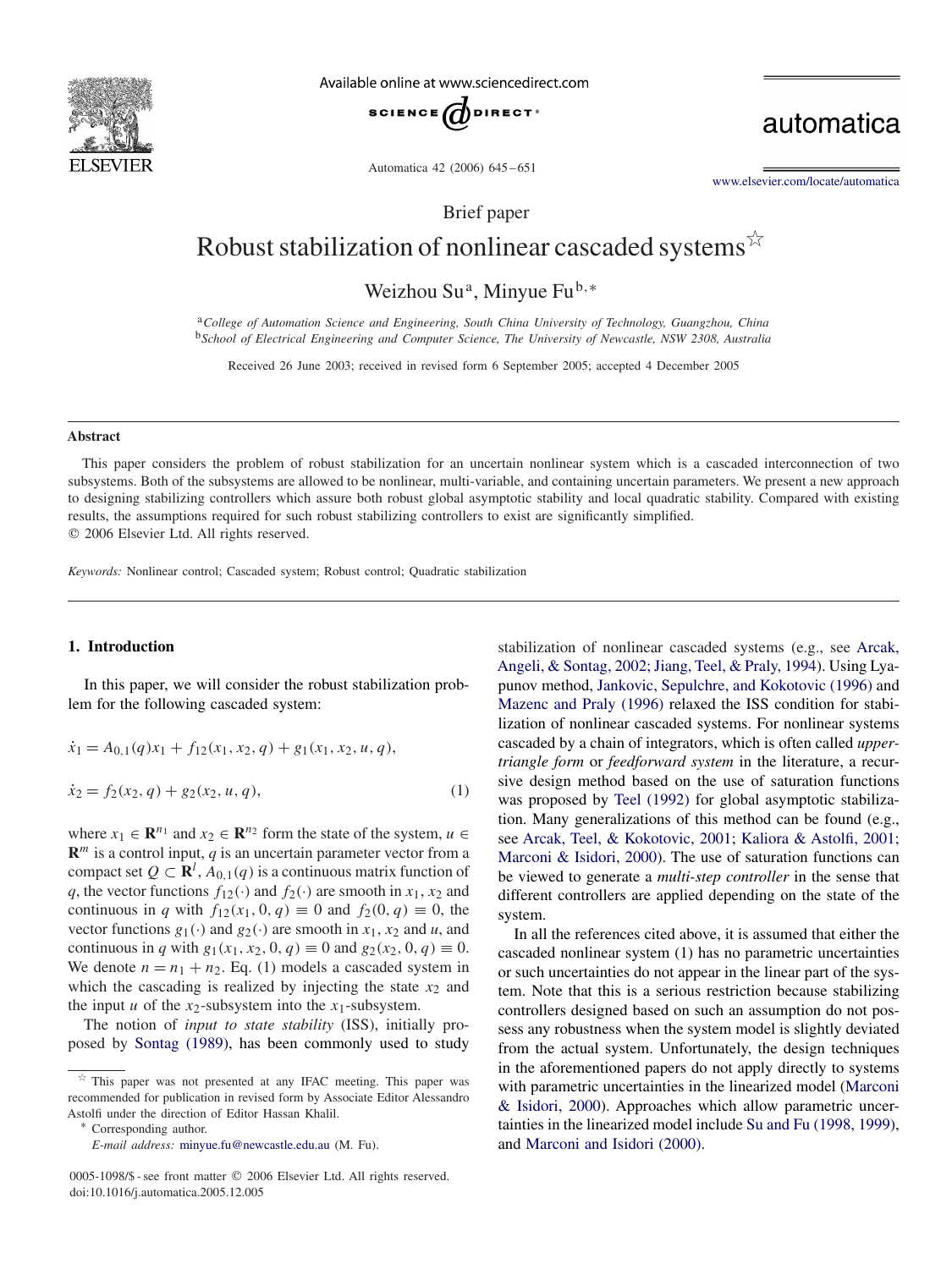Brief paper

# Robust stabilization of nonlinear cascaded systems ☆

Weizhou Su[a], Minyue Fu[b,*]

[a]*College of Automation Science and Engineering, South China University of Technology, Guangzhou, China*
[b]*School of Electrical Engineering and Computer Science, The University of Newcastle, NSW 2308, Australia*

Received 26 June 2003; received in revised form 6 September 2005; accepted 4 December 2005

## Abstract

This paper considers the problem of robust stabilization for an uncertain nonlinear system which is a cascaded interconnection of two subsystems. Both of the subsystems are allowed to be nonlinear, multi-variable, and containing uncertain parameters. We present a new approach to designing stabilizing controllers which assure both robust global asymptotic stability and local quadratic stability. Compared with existing results, the assumptions required for such robust stabilizing controllers to exist are significantly simplified.
© 2006 Elsevier Ltd. All rights reserved.

*Keywords:* Nonlinear control; Cascaded system; Robust control; Quadratic stabilization

## 1. Introduction

In this paper, we will consider the robust stabilization problem for the following cascaded system:

$$\dot{x}_1 = A_{0,1}(q)x_1 + f_{12}(x_1, x_2, q) + g_1(x_1, x_2, u, q),$$

$$\dot{x}_2 = f_2(x_2, q) + g_2(x_2, u, q), \tag{1}$$

where $x_1 \in \mathbf{R}^{n_1}$ and $x_2 \in \mathbf{R}^{n_2}$ form the state of the system, $u \in \mathbf{R}^m$ is a control input, $q$ is an uncertain parameter vector from a compact set $Q \subset \mathbf{R}^l$, $A_{0,1}(q)$ is a continuous matrix function of $q$, the vector functions $f_{12}(\cdot)$ and $f_2(\cdot)$ are smooth in $x_1$, $x_2$ and continuous in $q$ with $f_{12}(x_1, 0, q) \equiv 0$ and $f_2(0, q) \equiv 0$, the vector functions $g_1(\cdot)$ and $g_2(\cdot)$ are smooth in $x_1$, $x_2$ and $u$, and continuous in $q$ with $g_1(x_1, x_2, 0, q) \equiv 0$ and $g_2(x_2, 0, q) \equiv 0$. We denote $n = n_1 + n_2$. Eq. (1) models a cascaded system in which the cascading is realized by injecting the state $x_2$ and the input $u$ of the $x_2$-subsystem into the $x_1$-subsystem.

The notion of *input to state stability* (ISS), initially proposed by Sontag (1989), has been commonly used to study stabilization of nonlinear cascaded systems (e.g., see Arcak, Angeli, & Sontag, 2002; Jiang, Teel, & Praly, 1994). Using Lyapunov method, Jankovic, Sepulchre, and Kokotovic (1996) and Mazenc and Praly (1996) relaxed the ISS condition for stabilization of nonlinear cascaded systems. For nonlinear systems cascaded by a chain of integrators, which is often called *upper-triangle form* or *feedforward system* in the literature, a recursive design method based on the use of saturation functions was proposed by Teel (1992) for global asymptotic stabilization. Many generalizations of this method can be found (e.g., see Arcak, Teel, & Kokotovic, 2001; Kaliora & Astolfi, 2001; Marconi & Isidori, 2000). The use of saturation functions can be viewed to generate a *multi-step controller* in the sense that different controllers are applied depending on the state of the system.

In all the references cited above, it is assumed that either the cascaded nonlinear system (1) has no parametric uncertainties or such uncertainties do not appear in the linear part of the system. Note that this is a serious restriction because stabilizing controllers designed based on such an assumption do not possess any robustness when the system model is slightly deviated from the actual system. Unfortunately, the design techniques in the aforementioned papers do not apply directly to systems with parametric uncertainties in the linearized model (Marconi & Isidori, 2000). Approaches which allow parametric uncertainties in the linearized model include Su and Fu (1998, 1999), and Marconi and Isidori (2000).

☆ This paper was not presented at any IFAC meeting. This paper was recommended for publication in revised form by Associate Editor Alessandro Astolfi under the direction of Editor Hassan Khalil.

\* Corresponding author.
*E-mail address:* minyue.fu@newcastle.edu.au (M. Fu).

0005-1098/$ - see front matter © 2006 Elsevier Ltd. All rights reserved.
doi:10.1016/j.automatica.2005.12.005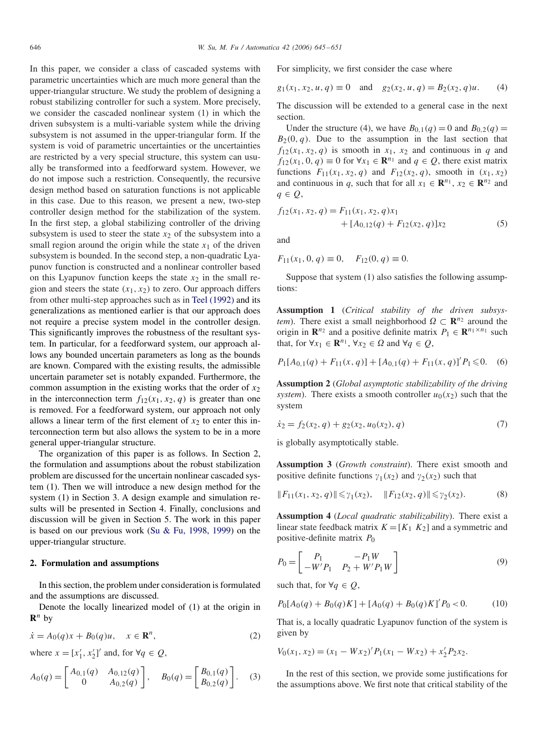In this paper, we consider a class of cascaded systems with parametric uncertainties which are much more general than the upper-triangular structure. We study the problem of designing a robust stabilizing controller for such a system. More precisely, we consider the cascaded nonlinear system (1) in which the driven subsystem is a multi-variable system while the driving subsystem is not assumed in the upper-triangular form. If the system is void of parametric uncertainties or the uncertainties are restricted by a very special structure, this system can usually be transformed into a feedforward system. However, we do not impose such a restriction. Consequently, the recursive design method based on saturation functions is not applicable in this case. Due to this reason, we present a new, two-step controller design method for the stabilization of the system. In the first step, a global stabilizing controller of the driving subsystem is used to steer the state $x_2$ of the subsystem into a small region around the origin while the state $x_1$ of the driven subsystem is bounded. In the second step, a non-quadratic Lyapunov function is constructed and a nonlinear controller based on this Lyapunov function keeps the state $x_2$ in the small region and steers the state $(x_1, x_2)$ to zero. Our approach differs from other multi-step approaches such as in Teel (1992) and its generalizations as mentioned earlier is that our approach does not require a precise system model in the controller design. This significantly improves the robustness of the resultant system. In particular, for a feedforward system, our approach allows any bounded uncertain parameters as long as the bounds are known. Compared with the existing results, the admissible uncertain parameter set is notably expanded. Furthermore, the common assumption in the existing works that the order of $x_2$ in the interconnection term $f_{12}(x_1, x_2, q)$ is greater than one is removed. For a feedforward system, our approach not only allows a linear term of the first element of $x_2$ to enter this interconnection term but also allows the system to be in a more general upper-triangular structure.

The organization of this paper is as follows. In Section 2, the formulation and assumptions about the robust stabilization problem are discussed for the uncertain nonlinear cascaded system (1). Then we will introduce a new design method for the system (1) in Section 3. A design example and simulation results will be presented in Section 4. Finally, conclusions and discussion will be given in Section 5. The work in this paper is based on our previous work (Su & Fu, 1998, 1999) on the upper-triangular structure.

## 2. Formulation and assumptions

In this section, the problem under consideration is formulated and the assumptions are discussed.

Denote the locally linearized model of (1) at the origin in $\mathbf{R}^n$ by

$$\dot{x} = A_0(q)x + B_0(q)u, \quad x \in \mathbf{R}^n, \tag{2}$$

where $x = [x_1', x_2']'$ and, for $\forall q \in Q$,

$$A_0(q) = \begin{bmatrix} A_{0,1}(q) & A_{0,12}(q) \\ 0 & A_{0,2}(q) \end{bmatrix}, \quad B_0(q) = \begin{bmatrix} B_{0,1}(q) \\ B_{0,2}(q) \end{bmatrix}. \tag{3}$$

For simplicity, we first consider the case where

$$g_1(x_1, x_2, u, q) \equiv 0 \quad \text{and} \quad g_2(x_2, u, q) = B_2(x_2, q)u. \tag{4}$$

The discussion will be extended to a general case in the next section.

Under the structure (4), we have $B_{0,1}(q) = 0$ and $B_{0,2}(q) = B_2(0, q)$. Due to the assumption in the last section that $f_{12}(x_1, x_2, q)$ is smooth in $x_1$, $x_2$ and continuous in $q$ and $f_{12}(x_1, 0, q) \equiv 0$ for $\forall x_1 \in \mathbf{R}^{n_1}$ and $q \in Q$, there exist matrix functions $F_{11}(x_1, x_2, q)$ and $F_{12}(x_2, q)$, smooth in $(x_1, x_2)$ and continuous in $q$, such that for all $x_1 \in \mathbf{R}^{n_1}$, $x_2 \in \mathbf{R}^{n_2}$ and $q \in Q$,

$$f_{12}(x_1, x_2, q) = F_{11}(x_1, x_2, q)x_1 + [A_{0,12}(q) + F_{12}(x_2, q)]x_2 \tag{5}$$

and

$$F_{11}(x_1, 0, q) \equiv 0, \quad F_{12}(0, q) \equiv 0.$$

Suppose that system (1) also satisfies the following assumptions:

**Assumption 1** (*Critical stability of the driven subsystem*). There exist a small neighborhood $\Omega \subset \mathbf{R}^{n_2}$ around the origin in $\mathbf{R}^{n_2}$ and a positive definite matrix $P_1 \in \mathbf{R}^{n_1 \times n_1}$ such that, for $\forall x_1 \in \mathbf{R}^{n_1}$, $\forall x_2 \in \Omega$ and $\forall q \in Q$,

$$P_1[A_{0,1}(q) + F_{11}(x, q)] + [A_{0,1}(q) + F_{11}(x, q)]' P_1 \leqslant 0. \tag{6}$$

**Assumption 2** (*Global asymptotic stabilizability of the driving system*). There exists a smooth controller $u_0(x_2)$ such that the system

$$\dot{x}_2 = f_2(x_2, q) + g_2(x_2, u_0(x_2), q) \tag{7}$$

is globally asymptotically stable.

**Assumption 3** (*Growth constraint*). There exist smooth and positive definite functions $\gamma_1(x_2)$ and $\gamma_2(x_2)$ such that

$$\|F_{11}(x_1, x_2, q)\| \leqslant \gamma_1(x_2), \quad \|F_{12}(x_2, q)\| \leqslant \gamma_2(x_2). \tag{8}$$

**Assumption 4** (*Local quadratic stabilizability*). There exist a linear state feedback matrix $K = [K_1 \ K_2]$ and a symmetric and positive-definite matrix $P_0$

$$P_0 = \begin{bmatrix} P_1 & -P_1 W \\ -W' P_1 & P_2 + W' P_1 W \end{bmatrix} \tag{9}$$

such that, for $\forall q \in Q$,

$$P_0[A_0(q) + B_0(q)K] + [A_0(q) + B_0(q)K]' P_0 < 0. \tag{10}$$

That is, a locally quadratic Lyapunov function of the system is given by

$$V_0(x_1, x_2) = (x_1 - Wx_2)' P_1 (x_1 - Wx_2) + x_2' P_2 x_2.$$

In the rest of this section, we provide some justifications for the assumptions above. We first note that critical stability of the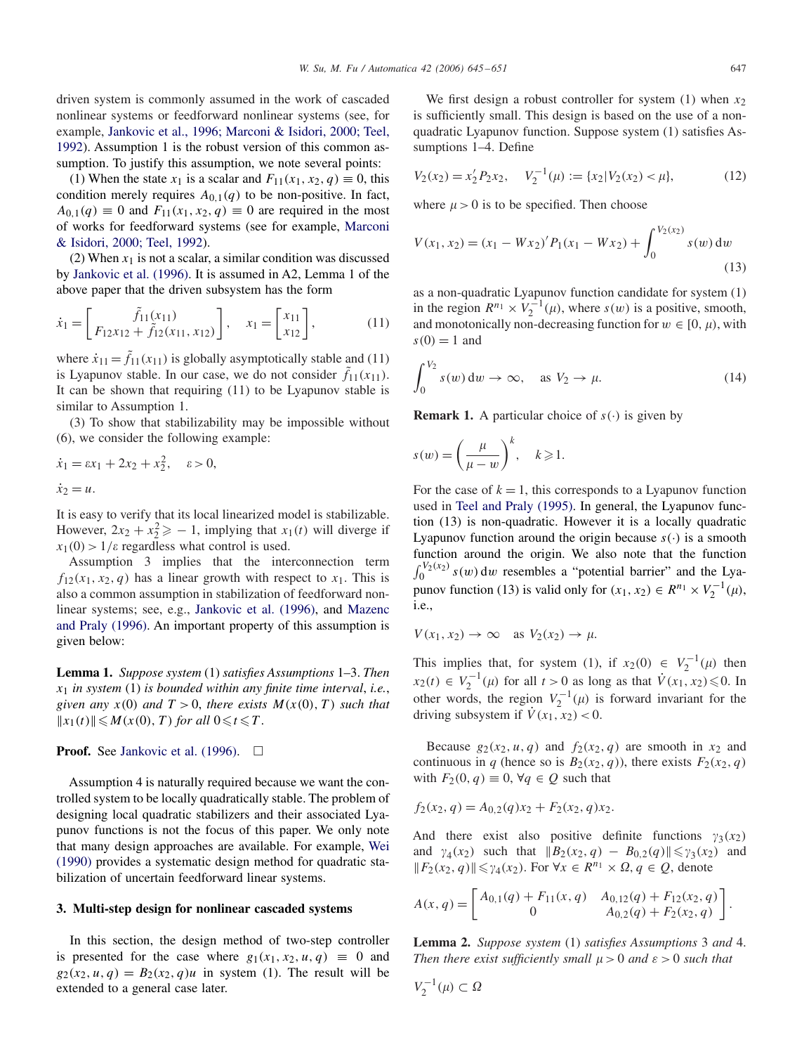driven system is commonly assumed in the work of cascaded nonlinear systems or feedforward nonlinear systems (see, for example, Jankovic et al., 1996; Marconi & Isidori, 2000; Teel, 1992). Assumption 1 is the robust version of this common assumption. To justify this assumption, we note several points:

(1) When the state $x_1$ is a scalar and $F_{11}(x_1, x_2, q) \equiv 0$, this condition merely requires $A_{0,1}(q)$ to be non-positive. In fact, $A_{0,1}(q) \equiv 0$ and $F_{11}(x_1, x_2, q) \equiv 0$ are required in the most of works for feedforward systems (see for example, Marconi & Isidori, 2000; Teel, 1992).

(2) When $x_1$ is not a scalar, a similar condition was discussed by Jankovic et al. (1996). It is assumed in A2, Lemma 1 of the above paper that the driven subsystem has the form

$$\dot{x}_1 = \begin{bmatrix} \tilde{f}_{11}(x_{11}) \\ F_{12}x_{12} + \tilde{f}_{12}(x_{11}, x_{12}) \end{bmatrix}, \quad x_1 = \begin{bmatrix} x_{11} \\ x_{12} \end{bmatrix}, \tag{11}$$

where $\dot{x}_{11} = \tilde{f}_{11}(x_{11})$ is globally asymptotically stable and (11) is Lyapunov stable. In our case, we do not consider $\tilde{f}_{11}(x_{11})$. It can be shown that requiring (11) to be Lyapunov stable is similar to Assumption 1.

(3) To show that stabilizability may be impossible without (6), we consider the following example:

$$\dot{x}_1 = \varepsilon x_1 + 2x_2 + x_2^2, \quad \varepsilon > 0,$$

$$\dot{x}_2 = u.$$

It is easy to verify that its local linearized model is stabilizable. However, $2x_2 + x_2^2 \geqslant -1$, implying that $x_1(t)$ will diverge if $x_1(0) > 1/\varepsilon$ regardless what control is used.

Assumption 3 implies that the interconnection term $f_{12}(x_1, x_2, q)$ has a linear growth with respect to $x_1$. This is also a common assumption in stabilization of feedforward nonlinear systems; see, e.g., Jankovic et al. (1996), and Mazenc and Praly (1996). An important property of this assumption is given below:

**Lemma 1.** *Suppose system* (1) *satisfies Assumptions* 1–3. *Then* $x_1$ *in system* (1) *is bounded within any finite time interval, i.e., given any* $x(0)$ *and* $T > 0$, *there exists* $M(x(0), T)$ *such that* $\|x_1(t)\| \leqslant M(x(0), T)$ *for all* $0 \leqslant t \leqslant T$.

**Proof.** See Jankovic et al. (1996). □

Assumption 4 is naturally required because we want the controlled system to be locally quadratically stable. The problem of designing local quadratic stabilizers and their associated Lyapunov functions is not the focus of this paper. We only note that many design approaches are available. For example, Wei (1990) provides a systematic design method for quadratic stabilization of uncertain feedforward linear systems.

## 3. Multi-step design for nonlinear cascaded systems

In this section, the design method of two-step controller is presented for the case where $g_1(x_1, x_2, u, q) \equiv 0$ and $g_2(x_2, u, q) = B_2(x_2, q)u$ in system (1). The result will be extended to a general case later.

We first design a robust controller for system (1) when $x_2$ is sufficiently small. This design is based on the use of a non-quadratic Lyapunov function. Suppose system (1) satisfies Assumptions 1–4. Define

$$V_2(x_2) = x_2' P_2 x_2, \quad V_2^{-1}(\mu) := \{x_2 | V_2(x_2) < \mu\}, \tag{12}$$

where $\mu > 0$ is to be specified. Then choose

$$V(x_1, x_2) = (x_1 - Wx_2)' P_1 (x_1 - Wx_2) + \int_0^{V_2(x_2)} s(w)\, \mathrm{d}w \tag{13}$$

as a non-quadratic Lyapunov function candidate for system (1) in the region $R^{n_1} \times V_2^{-1}(\mu)$, where $s(w)$ is a positive, smooth, and monotonically non-decreasing function for $w \in [0, \mu)$, with $s(0) = 1$ and

$$\int_0^{V_2} s(w)\, \mathrm{d}w \to \infty, \quad \text{as } V_2 \to \mu. \tag{14}$$

**Remark 1.** A particular choice of $s(\cdot)$ is given by

$$s(w) = \left(\frac{\mu}{\mu - w}\right)^k, \quad k \geqslant 1.$$

For the case of $k = 1$, this corresponds to a Lyapunov function used in Teel and Praly (1995). In general, the Lyapunov function (13) is non-quadratic. However it is a locally quadratic Lyapunov function around the origin because $s(\cdot)$ is a smooth function around the origin. We also note that the function $\int_0^{V_2(x_2)} s(w)\, \mathrm{d}w$ resembles a "potential barrier" and the Lyapunov function (13) is valid only for $(x_1, x_2) \in R^{n_1} \times V_2^{-1}(\mu)$, i.e.,

$$V(x_1, x_2) \to \infty \quad \text{as } V_2(x_2) \to \mu.$$

This implies that, for system (1), if $x_2(0) \in V_2^{-1}(\mu)$ then $x_2(t) \in V_2^{-1}(\mu)$ for all $t > 0$ as long as that $\dot{V}(x_1, x_2) \leqslant 0$. In other words, the region $V_2^{-1}(\mu)$ is forward invariant for the driving subsystem if $\dot{V}(x_1, x_2) < 0$.

Because $g_2(x_2, u, q)$ and $f_2(x_2, q)$ are smooth in $x_2$ and continuous in $q$ (hence so is $B_2(x_2, q)$), there exists $F_2(x_2, q)$ with $F_2(0, q) \equiv 0$, $\forall q \in Q$ such that

$$f_2(x_2, q) = A_{0,2}(q)x_2 + F_2(x_2, q)x_2.$$

And there exist also positive definite functions $\gamma_3(x_2)$ and $\gamma_4(x_2)$ such that $\|B_2(x_2, q) - B_{0,2}(q)\| \leqslant \gamma_3(x_2)$ and $\|F_2(x_2, q)\| \leqslant \gamma_4(x_2)$. For $\forall x \in R^{n_1} \times \Omega, q \in Q$, denote

$$A(x, q) = \begin{bmatrix} A_{0,1}(q) + F_{11}(x, q) & A_{0,12}(q) + F_{12}(x_2, q) \\ 0 & A_{0,2}(q) + F_2(x_2, q) \end{bmatrix}.$$

**Lemma 2.** *Suppose system* (1) *satisfies Assumptions* 3 *and* 4. *Then there exist sufficiently small* $\mu > 0$ *and* $\varepsilon > 0$ *such that*

$$V_2^{-1}(\mu) \subset \Omega$$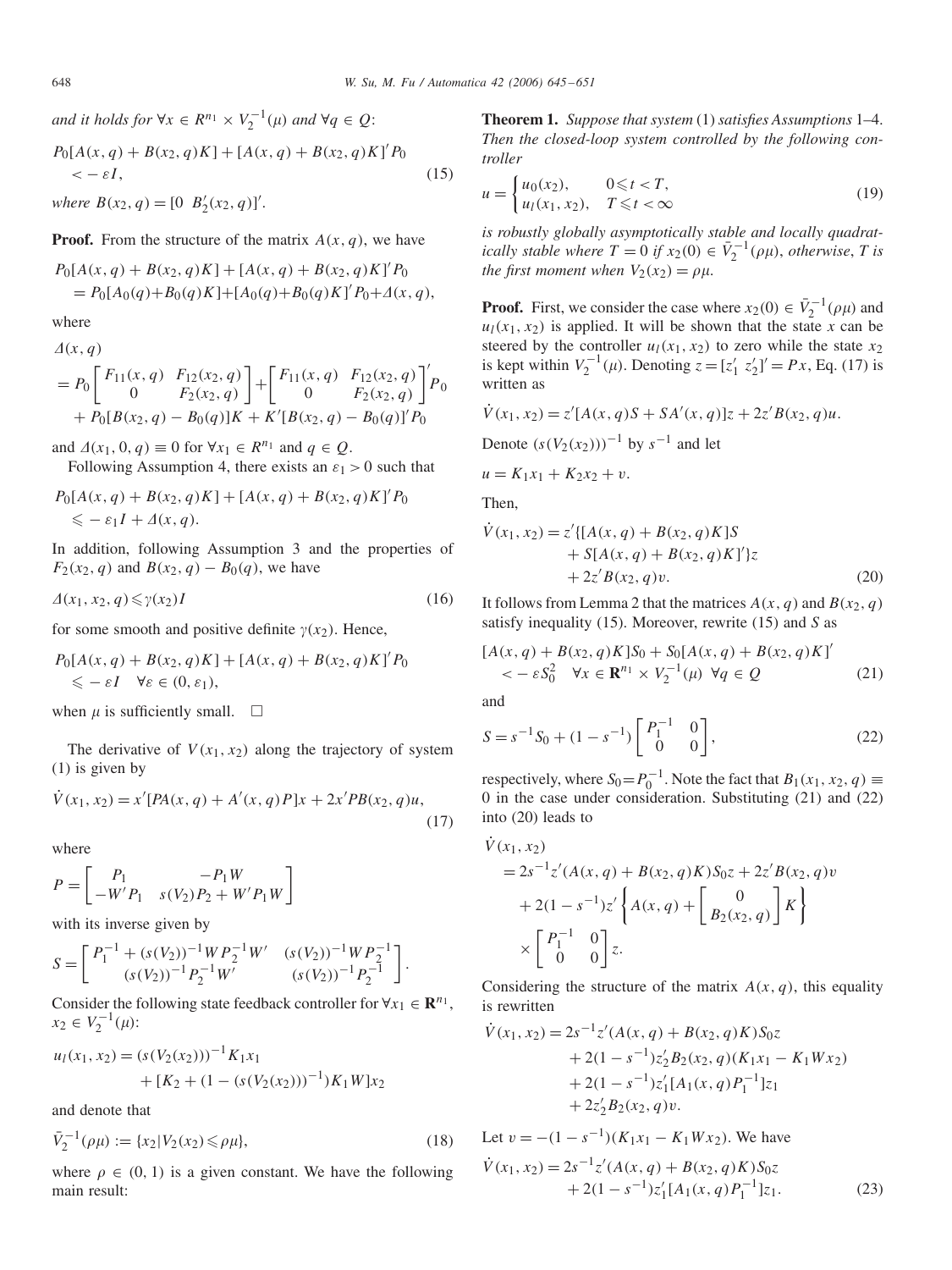*and it holds for* $\forall x \in R^{n_1} \times V_2^{-1}(\mu)$ *and* $\forall q \in Q$:

$$P_0[A(x,q) + B(x_2,q)K] + [A(x,q) + B(x_2,q)K]'P_0 < -\varepsilon I, \tag{15}$$

*where* $B(x_2, q) = [0 \;\; B_2'(x_2, q)]'$.

**Proof.** From the structure of the matrix $A(x, q)$, we have

$$P_0[A(x,q) + B(x_2,q)K] + [A(x,q) + B(x_2,q)K]'P_0 = P_0[A_0(q)+B_0(q)K]+[A_0(q)+B_0(q)K]'P_0+\Delta(x,q),$$

where

$$\Delta(x,q) = P_0\begin{bmatrix} F_{11}(x,q) & F_{12}(x_2,q) \\ 0 & F_2(x_2,q)\end{bmatrix} + \begin{bmatrix} F_{11}(x,q) & F_{12}(x_2,q) \\ 0 & F_2(x_2,q)\end{bmatrix}'P_0 + P_0[B(x_2,q) - B_0(q)]K + K'[B(x_2,q) - B_0(q)]'P_0$$

and $\Delta(x_1, 0, q) \equiv 0$ for $\forall x_1 \in R^{n_1}$ and $q \in Q$.

Following Assumption 4, there exists an $\varepsilon_1 > 0$ such that

$$P_0[A(x,q) + B(x_2,q)K] + [A(x,q) + B(x_2,q)K]'P_0 \leqslant -\varepsilon_1 I + \Delta(x,q).$$

In addition, following Assumption 3 and the properties of $F_2(x_2, q)$ and $B(x_2, q) - B_0(q)$, we have

$$\Delta(x_1, x_2, q) \leqslant \gamma(x_2) I \tag{16}$$

for some smooth and positive definite $\gamma(x_2)$. Hence,

$$P_0[A(x,q) + B(x_2,q)K] + [A(x,q) + B(x_2,q)K]'P_0 \leqslant -\varepsilon I \quad \forall \varepsilon \in (0, \varepsilon_1),$$

when $\mu$ is sufficiently small. $\square$

The derivative of $V(x_1, x_2)$ along the trajectory of system (1) is given by

$$\dot{V}(x_1,x_2) = x'[PA(x,q) + A'(x,q)P]x + 2x'PB(x_2,q)u, \tag{17}$$

where

$$P = \begin{bmatrix} P_1 & -P_1 W \\ -W'P_1 & s(V_2)P_2 + W'P_1W \end{bmatrix}$$

with its inverse given by

$$S = \begin{bmatrix} P_1^{-1} + (s(V_2))^{-1}WP_2^{-1}W' & (s(V_2))^{-1}WP_2^{-1} \\ (s(V_2))^{-1}P_2^{-1}W' & (s(V_2))^{-1}P_2^{-1} \end{bmatrix}.$$

Consider the following state feedback controller for $\forall x_1 \in \mathbf{R}^{n_1}$, $x_2 \in V_2^{-1}(\mu)$:

$$u_l(x_1,x_2) = (s(V_2(x_2)))^{-1}K_1x_1 + [K_2 + (1-(s(V_2(x_2)))^{-1})K_1W]x_2$$

and denote that

$$\bar{V}_2^{-1}(\rho\mu) := \{x_2 | V_2(x_2) \leqslant \rho\mu\}, \tag{18}$$

where $\rho \in (0, 1)$ is a given constant. We have the following main result:

**Theorem 1.** *Suppose that system* (1) *satisfies Assumptions* 1–4. *Then the closed-loop system controlled by the following controller*

$$u = \begin{cases} u_0(x_2), & 0 \leqslant t < T, \\ u_l(x_1,x_2), & T \leqslant t < \infty \end{cases} \tag{19}$$

*is robustly globally asymptotically stable and locally quadratically stable where* $T = 0$ *if* $x_2(0) \in \bar{V}_2^{-1}(\rho\mu)$, *otherwise*, $T$ *is the first moment when* $V_2(x_2) = \rho\mu$.

**Proof.** First, we consider the case where $x_2(0) \in \bar{V}_2^{-1}(\rho\mu)$ and $u_l(x_1, x_2)$ is applied. It will be shown that the state $x$ can be steered by the controller $u_l(x_1, x_2)$ to zero while the state $x_2$ is kept within $V_2^{-1}(\mu)$. Denoting $z = [z_1' \;\; z_2']' = Px$, Eq. (17) is written as

$$\dot{V}(x_1,x_2) = z'[A(x,q)S + SA'(x,q)]z + 2z'B(x_2,q)u.$$

Denote $(s(V_2(x_2)))^{-1}$ by $s^{-1}$ and let

$$u = K_1x_1 + K_2x_2 + v.$$

Then,

$$\dot{V}(x_1,x_2) = z'\{[A(x,q) + B(x_2,q)K]S + S[A(x,q) + B(x_2,q)K]'\}z + 2z'B(x_2,q)v. \tag{20}$$

It follows from Lemma 2 that the matrices $A(x, q)$ and $B(x_2, q)$ satisfy inequality (15). Moreover, rewrite (15) and $S$ as

$$[A(x,q) + B(x_2,q)K]S_0 + S_0[A(x,q) + B(x_2,q)K]' < -\varepsilon S_0^2 \quad \forall x \in \mathbf{R}^{n_1} \times V_2^{-1}(\mu) \;\; \forall q \in Q \tag{21}$$

and

$$S = s^{-1}S_0 + (1-s^{-1})\begin{bmatrix} P_1^{-1} & 0 \\ 0 & 0 \end{bmatrix}, \tag{22}$$

respectively, where $S_0 = P_0^{-1}$. Note the fact that $B_1(x_1, x_2, q) \equiv 0$ in the case under consideration. Substituting (21) and (22) into (20) leads to

$$\begin{aligned}\dot{V}(x_1,x_2) &= 2s^{-1}z'(A(x,q) + B(x_2,q)K)S_0z + 2z'B(x_2,q)v \\ &\quad + 2(1-s^{-1})z'\left\{A(x,q) + \begin{bmatrix} 0 \\ B_2(x_2,q)\end{bmatrix}K\right\} \times \begin{bmatrix} P_1^{-1} & 0 \\ 0 & 0 \end{bmatrix}z.\end{aligned}$$

Considering the structure of the matrix $A(x, q)$, this equality is rewritten

$$\begin{aligned}\dot{V}(x_1,x_2) &= 2s^{-1}z'(A(x,q) + B(x_2,q)K)S_0z \\ &\quad + 2(1-s^{-1})z_2'B_2(x_2,q)(K_1x_1 - K_1Wx_2) \\ &\quad + 2(1-s^{-1})z_1'[A_1(x,q)P_1^{-1}]z_1 \\ &\quad + 2z_2'B_2(x_2,q)v.\end{aligned}$$

Let $v = -(1 - s^{-1})(K_1x_1 - K_1Wx_2)$. We have

$$\dot{V}(x_1,x_2) = 2s^{-1}z'(A(x,q) + B(x_2,q)K)S_0z + 2(1-s^{-1})z_1'[A_1(x,q)P_1^{-1}]z_1. \tag{23}$$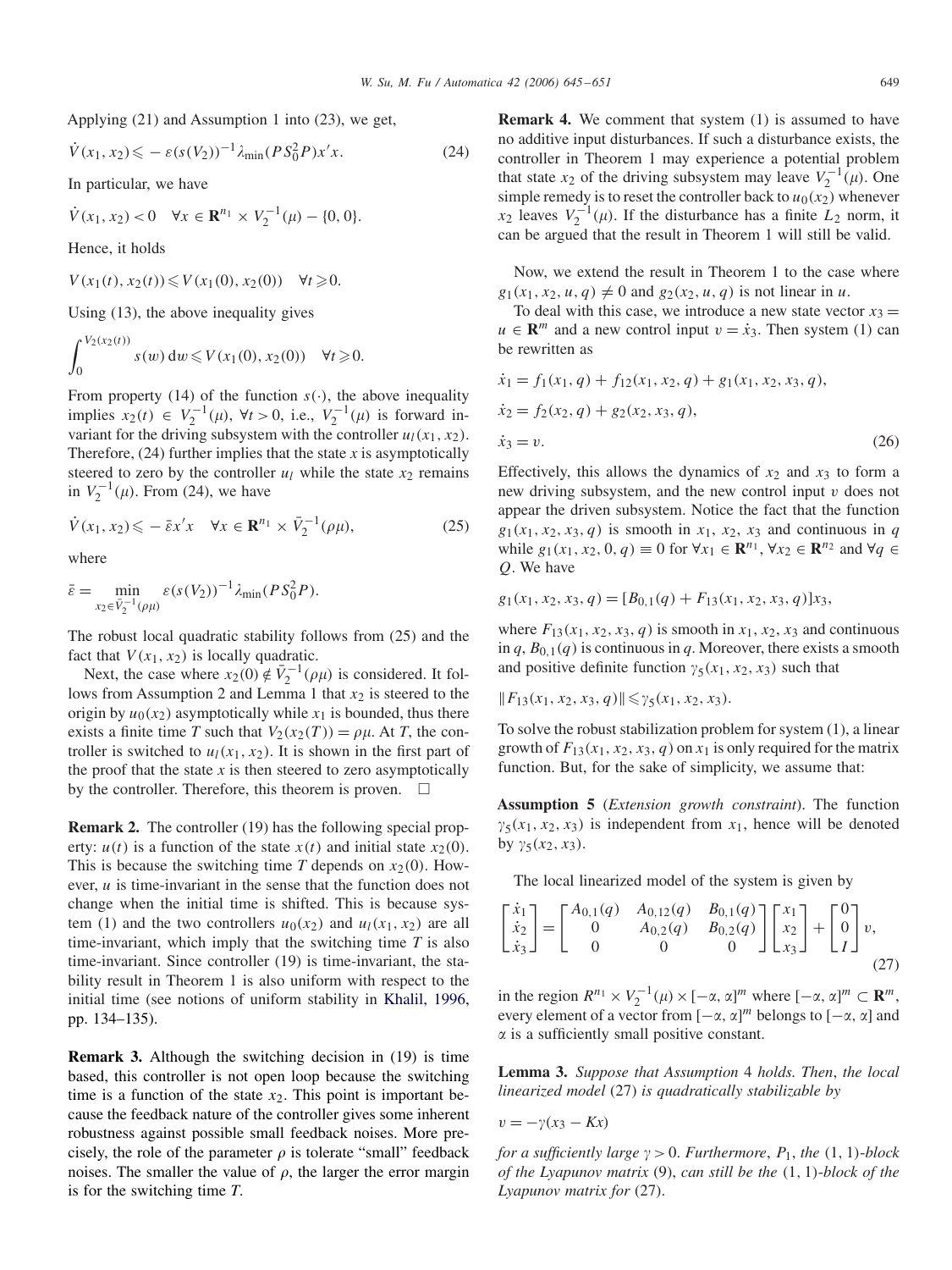Applying (21) and Assumption 1 into (23), we get,

$$\dot{V}(x_1, x_2) \leqslant -\varepsilon(s(V_2))^{-1}\lambda_{\min}(PS_0^2P)x'x. \tag{24}$$

In particular, we have

$$\dot{V}(x_1, x_2) < 0 \quad \forall x \in \mathbf{R}^{n_1} \times V_2^{-1}(\mu) - \{0, 0\}.$$

Hence, it holds

$$V(x_1(t), x_2(t)) \leqslant V(x_1(0), x_2(0)) \quad \forall t \geqslant 0.$$

Using (13), the above inequality gives

$$\int_0^{V_2(x_2(t))} s(w)\,\mathrm{d}w \leqslant V(x_1(0), x_2(0)) \quad \forall t \geqslant 0.$$

From property (14) of the function $s(\cdot)$, the above inequality implies $x_2(t) \in V_2^{-1}(\mu)$, $\forall t > 0$, i.e., $V_2^{-1}(\mu)$ is forward invariant for the driving subsystem with the controller $u_l(x_1, x_2)$. Therefore, (24) further implies that the state $x$ is asymptotically steered to zero by the controller $u_l$ while the state $x_2$ remains in $V_2^{-1}(\mu)$. From (24), we have

$$\dot{V}(x_1, x_2) \leqslant -\bar{\varepsilon}x'x \quad \forall x \in \mathbf{R}^{n_1} \times \bar{V}_2^{-1}(\rho\mu), \tag{25}$$

where

$$\bar{\varepsilon} = \min_{x_2 \in \bar{V}_2^{-1}(\rho\mu)} \varepsilon(s(V_2))^{-1}\lambda_{\min}(PS_0^2P).$$

The robust local quadratic stability follows from (25) and the fact that $V(x_1, x_2)$ is locally quadratic.

Next, the case where $x_2(0) \notin \bar{V}_2^{-1}(\rho\mu)$ is considered. It follows from Assumption 2 and Lemma 1 that $x_2$ is steered to the origin by $u_0(x_2)$ asymptotically while $x_1$ is bounded, thus there exists a finite time $T$ such that $V_2(x_2(T)) = \rho\mu$. At $T$, the controller is switched to $u_l(x_1, x_2)$. It is shown in the first part of the proof that the state $x$ is then steered to zero asymptotically by the controller. Therefore, this theorem is proven. $\square$

**Remark 2.** The controller (19) has the following special property: $u(t)$ is a function of the state $x(t)$ and initial state $x_2(0)$. This is because the switching time $T$ depends on $x_2(0)$. However, $u$ is time-invariant in the sense that the function does not change when the initial time is shifted. This is because system (1) and the two controllers $u_0(x_2)$ and $u_l(x_1, x_2)$ are all time-invariant, which imply that the switching time $T$ is also time-invariant. Since controller (19) is time-invariant, the stability result in Theorem 1 is also uniform with respect to the initial time (see notions of uniform stability in Khalil, 1996, pp. 134–135).

**Remark 3.** Although the switching decision in (19) is time based, this controller is not open loop because the switching time is a function of the state $x_2$. This point is important because the feedback nature of the controller gives some inherent robustness against possible small feedback noises. More precisely, the role of the parameter $\rho$ is tolerate "small" feedback noises. The smaller the value of $\rho$, the larger the error margin is for the switching time $T$.

**Remark 4.** We comment that system (1) is assumed to have no additive input disturbances. If such a disturbance exists, the controller in Theorem 1 may experience a potential problem that state $x_2$ of the driving subsystem may leave $V_2^{-1}(\mu)$. One simple remedy is to reset the controller back to $u_0(x_2)$ whenever $x_2$ leaves $V_2^{-1}(\mu)$. If the disturbance has a finite $L_2$ norm, it can be argued that the result in Theorem 1 will still be valid.

Now, we extend the result in Theorem 1 to the case where $g_1(x_1, x_2, u, q) \neq 0$ and $g_2(x_2, u, q)$ is not linear in $u$.

To deal with this case, we introduce a new state vector $x_3 = u \in \mathbf{R}^m$ and a new control input $v = \dot{x}_3$. Then system (1) can be rewritten as

$$\begin{aligned}
\dot{x}_1 &= f_1(x_1, q) + f_{12}(x_1, x_2, q) + g_1(x_1, x_2, x_3, q), \\
\dot{x}_2 &= f_2(x_2, q) + g_2(x_2, x_3, q), \\
\dot{x}_3 &= v.
\end{aligned} \tag{26}$$

Effectively, this allows the dynamics of $x_2$ and $x_3$ to form a new driving subsystem, and the new control input $v$ does not appear the driven subsystem. Notice the fact that the function $g_1(x_1, x_2, x_3, q)$ is smooth in $x_1$, $x_2$, $x_3$ and continuous in $q$ while $g_1(x_1, x_2, 0, q) \equiv 0$ for $\forall x_1 \in \mathbf{R}^{n_1}$, $\forall x_2 \in \mathbf{R}^{n_2}$ and $\forall q \in Q$. We have

$$g_1(x_1, x_2, x_3, q) = [B_{0,1}(q) + F_{13}(x_1, x_2, x_3, q)]x_3,$$

where $F_{13}(x_1, x_2, x_3, q)$ is smooth in $x_1$, $x_2$, $x_3$ and continuous in $q$, $B_{0,1}(q)$ is continuous in $q$. Moreover, there exists a smooth and positive definite function $\gamma_5(x_1, x_2, x_3)$ such that

$$\|F_{13}(x_1, x_2, x_3, q)\| \leqslant \gamma_5(x_1, x_2, x_3).$$

To solve the robust stabilization problem for system (1), a linear growth of $F_{13}(x_1, x_2, x_3, q)$ on $x_1$ is only required for the matrix function. But, for the sake of simplicity, we assume that:

**Assumption 5** (*Extension growth constraint*). The function $\gamma_5(x_1, x_2, x_3)$ is independent from $x_1$, hence will be denoted by $\gamma_5(x_2, x_3)$.

The local linearized model of the system is given by

$$\begin{bmatrix} \dot{x}_1 \\ \dot{x}_2 \\ \dot{x}_3 \end{bmatrix} = \begin{bmatrix} A_{0,1}(q) & A_{0,12}(q) & B_{0,1}(q) \\ 0 & A_{0,2}(q) & B_{0,2}(q) \\ 0 & 0 & 0 \end{bmatrix} \begin{bmatrix} x_1 \\ x_2 \\ x_3 \end{bmatrix} + \begin{bmatrix} 0 \\ 0 \\ I \end{bmatrix} v, \tag{27}$$

in the region $R^{n_1} \times V_2^{-1}(\mu) \times [-\alpha, \alpha]^m$ where $[-\alpha, \alpha]^m \subset \mathbf{R}^m$, every element of a vector from $[-\alpha, \alpha]^m$ belongs to $[-\alpha, \alpha]$ and $\alpha$ is a sufficiently small positive constant.

**Lemma 3.** *Suppose that Assumption* 4 *holds. Then, the local linearized model* (27) *is quadratically stabilizable by*

$$v = -\gamma(x_3 - Kx)$$

*for a sufficiently large* $\gamma > 0$. *Furthermore,* $P_1$, *the* $(1, 1)$*-block of the Lyapunov matrix* (9), *can still be the* $(1, 1)$*-block of the Lyapunov matrix for* (27).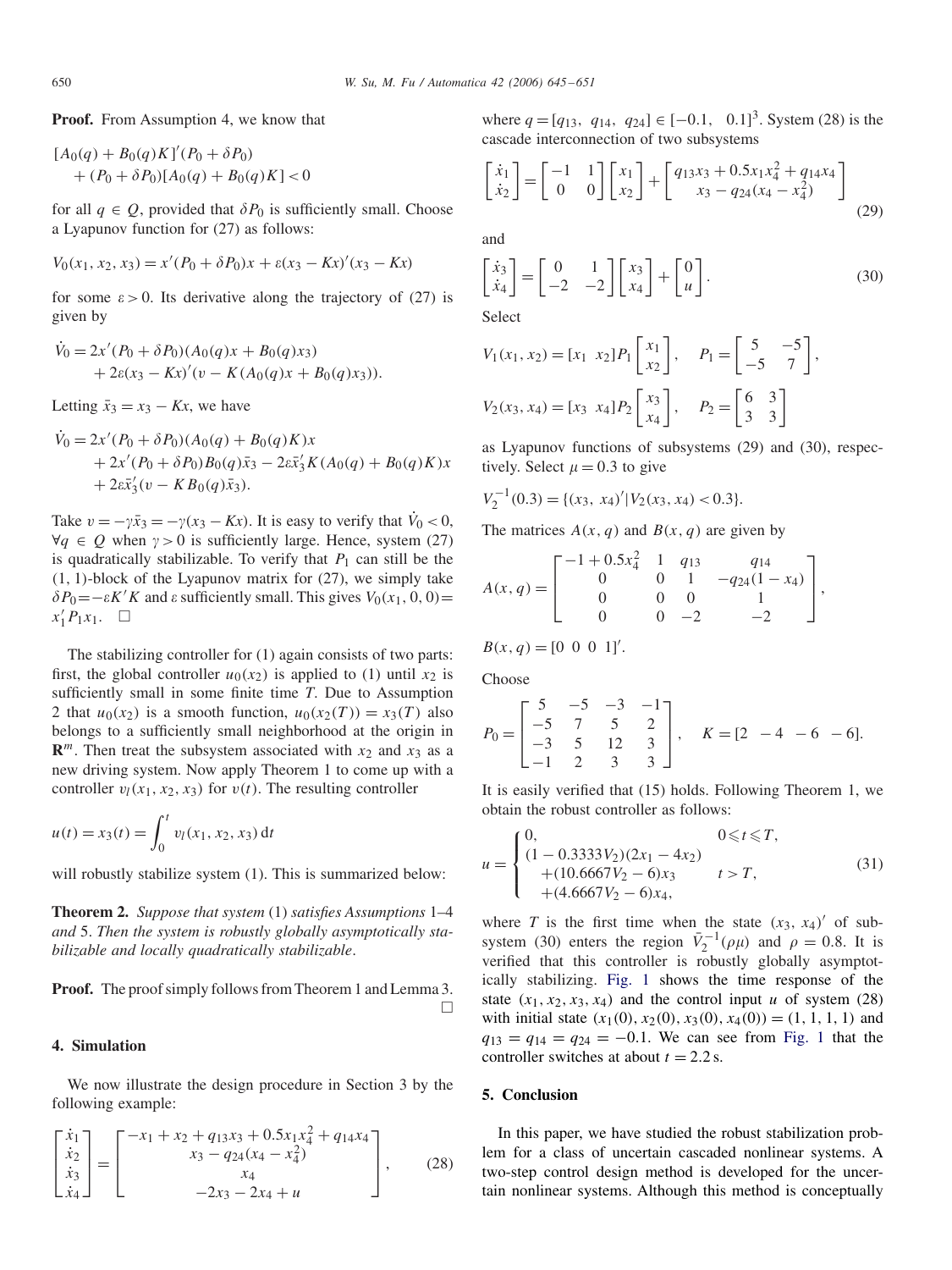**Proof.** From Assumption 4, we know that

$$[A_0(q) + B_0(q)K]'(P_0 + \delta P_0) + (P_0 + \delta P_0)[A_0(q) + B_0(q)K] < 0$$

for all $q \in Q$, provided that $\delta P_0$ is sufficiently small. Choose a Lyapunov function for (27) as follows:

$$V_0(x_1, x_2, x_3) = x'(P_0 + \delta P_0)x + \varepsilon(x_3 - Kx)'(x_3 - Kx)$$

for some $\varepsilon > 0$. Its derivative along the trajectory of (27) is given by

$$\dot{V}_0 = 2x'(P_0 + \delta P_0)(A_0(q)x + B_0(q)x_3) + 2\varepsilon(x_3 - Kx)'(v - K(A_0(q)x + B_0(q)x_3)).$$

Letting $\bar{x}_3 = x_3 - Kx$, we have

$$\dot{V}_0 = 2x'(P_0 + \delta P_0)(A_0(q) + B_0(q)K)x + 2x'(P_0 + \delta P_0)B_0(q)\bar{x}_3 - 2\varepsilon\bar{x}_3'K(A_0(q) + B_0(q)K)x + 2\varepsilon\bar{x}_3'(v - KB_0(q)\bar{x}_3).$$

Take $v = -\gamma\bar{x}_3 = -\gamma(x_3 - Kx)$. It is easy to verify that $\dot{V}_0 < 0$, $\forall q \in Q$ when $\gamma > 0$ is sufficiently large. Hence, system (27) is quadratically stabilizable. To verify that $P_1$ can still be the (1, 1)-block of the Lyapunov matrix for (27), we simply take $\delta P_0 = -\varepsilon K'K$ and $\varepsilon$ sufficiently small. This gives $V_0(x_1, 0, 0) = x_1'P_1x_1$. $\square$

The stabilizing controller for (1) again consists of two parts: first, the global controller $u_0(x_2)$ is applied to (1) until $x_2$ is sufficiently small in some finite time $T$. Due to Assumption 2 that $u_0(x_2)$ is a smooth function, $u_0(x_2(T)) = x_3(T)$ also belongs to a sufficiently small neighborhood at the origin in $\mathbf{R}^m$. Then treat the subsystem associated with $x_2$ and $x_3$ as a new driving system. Now apply Theorem 1 to come up with a controller $v_l(x_1, x_2, x_3)$ for $v(t)$. The resulting controller

$$u(t) = x_3(t) = \int_0^t v_l(x_1, x_2, x_3)\,\mathrm{d}t$$

will robustly stabilize system (1). This is summarized below:

**Theorem 2.** *Suppose that system* (1) *satisfies Assumptions* 1–4 *and* 5. *Then the system is robustly globally asymptotically stabilizable and locally quadratically stabilizable.*

**Proof.** The proof simply follows from Theorem 1 and Lemma 3. $\square$

## 4. Simulation

We now illustrate the design procedure in Section 3 by the following example:

$$\begin{bmatrix} \dot{x}_1 \\ \dot{x}_2 \\ \dot{x}_3 \\ \dot{x}_4 \end{bmatrix} = \begin{bmatrix} -x_1 + x_2 + q_{13}x_3 + 0.5x_1x_4^2 + q_{14}x_4 \\ x_3 - q_{24}(x_4 - x_4^2) \\ x_4 \\ -2x_3 - 2x_4 + u \end{bmatrix}, \tag{28}$$

where $q = [q_{13},\ q_{14},\ q_{24}] \in [-0.1,\quad 0.1]^3$. System (28) is the cascade interconnection of two subsystems

$$\begin{bmatrix} \dot{x}_1 \\ \dot{x}_2 \end{bmatrix} = \begin{bmatrix} -1 & 1 \\ 0 & 0 \end{bmatrix}\begin{bmatrix} x_1 \\ x_2 \end{bmatrix} + \begin{bmatrix} q_{13}x_3 + 0.5x_1x_4^2 + q_{14}x_4 \\ x_3 - q_{24}(x_4 - x_4^2) \end{bmatrix} \tag{29}$$

and

$$\begin{bmatrix} \dot{x}_3 \\ \dot{x}_4 \end{bmatrix} = \begin{bmatrix} 0 & 1 \\ -2 & -2 \end{bmatrix}\begin{bmatrix} x_3 \\ x_4 \end{bmatrix} + \begin{bmatrix} 0 \\ u \end{bmatrix}. \tag{30}$$

Select

$$V_1(x_1, x_2) = [x_1\ \ x_2]P_1\begin{bmatrix} x_1 \\ x_2 \end{bmatrix}, \quad P_1 = \begin{bmatrix} 5 & -5 \\ -5 & 7 \end{bmatrix},$$

$$V_2(x_3, x_4) = [x_3\ \ x_4]P_2\begin{bmatrix} x_3 \\ x_4 \end{bmatrix}, \quad P_2 = \begin{bmatrix} 6 & 3 \\ 3 & 3 \end{bmatrix}$$

as Lyapunov functions of subsystems (29) and (30), respectively. Select $\mu = 0.3$ to give

$$V_2^{-1}(0.3) = \{(x_3,\ x_4)' | V_2(x_3, x_4) < 0.3\}.$$

The matrices $A(x, q)$ and $B(x, q)$ are given by

$$A(x, q) = \begin{bmatrix} -1 + 0.5x_4^2 & 1 & q_{13} & q_{14} \\ 0 & 0 & 1 & -q_{24}(1 - x_4) \\ 0 & 0 & 0 & 1 \\ 0 & 0 & -2 & -2 \end{bmatrix},$$

$$B(x, q) = [0\ \ 0\ \ 0\ \ 1]'.$$

Choose

$$P_0 = \begin{bmatrix} 5 & -5 & -3 & -1 \\ -5 & 7 & 5 & 2 \\ -3 & 5 & 12 & 3 \\ -1 & 2 & 3 & 3 \end{bmatrix}, \quad K = [2\ \ -4\ \ -6\ \ -6].$$

It is easily verified that (15) holds. Following Theorem 1, we obtain the robust controller as follows:

$$u = \begin{cases} 0, & 0 \leqslant t \leqslant T, \\ (1 - 0.3333V_2)(2x_1 - 4x_2) & \\ \quad +(10.6667V_2 - 6)x_3 & t > T, \\ \quad +(4.6667V_2 - 6)x_4, & \end{cases} \tag{31}$$

where $T$ is the first time when the state $(x_3, x_4)'$ of subsystem (30) enters the region $\bar{V}_2^{-1}(\rho\mu)$ and $\rho = 0.8$. It is verified that this controller is robustly globally asymptotically stabilizing. Fig. 1 shows the time response of the state $(x_1, x_2, x_3, x_4)$ and the control input $u$ of system (28) with initial state $(x_1(0), x_2(0), x_3(0), x_4(0)) = (1, 1, 1, 1)$ and $q_{13} = q_{14} = q_{24} = -0.1$. We can see from Fig. 1 that the controller switches at about $t = 2.2$ s.

## 5. Conclusion

In this paper, we have studied the robust stabilization problem for a class of uncertain cascaded nonlinear systems. A two-step control design method is developed for the uncertain nonlinear systems. Although this method is conceptually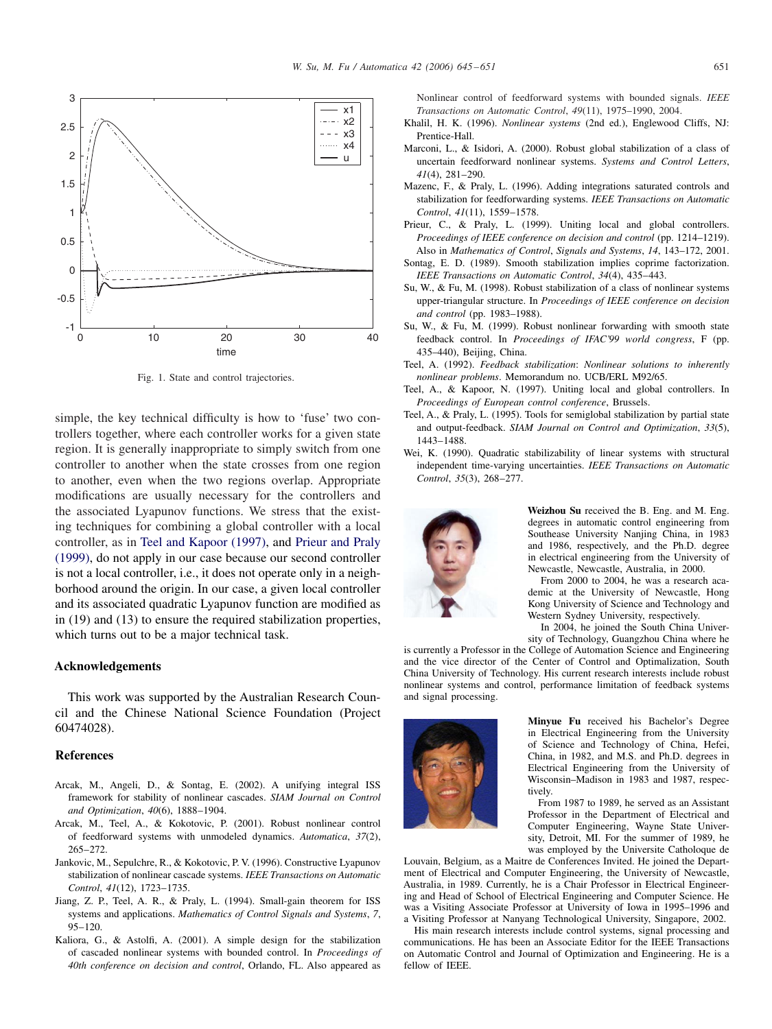3
2.5
2
1.5
1
0.5
0
-0.5
-1
0
10
20
30
40
time

x1
x2
x3
x4
u

Fig. 1. State and control trajectories.

simple, the key technical difficulty is how to 'fuse' two controllers together, where each controller works for a given state region. It is generally inappropriate to simply switch from one controller to another when the state crosses from one region to another, even when the two regions overlap. Appropriate modifications are usually necessary for the controllers and the associated Lyapunov functions. We stress that the existing techniques for combining a global controller with a local controller, as in Teel and Kapoor (1997), and Prieur and Praly (1999), do not apply in our case because our second controller is not a local controller, i.e., it does not operate only in a neighborhood around the origin. In our case, a given local controller and its associated quadratic Lyapunov function are modified as in (19) and (13) to ensure the required stabilization properties, which turns out to be a major technical task.

## Acknowledgements

This work was supported by the Australian Research Council and the Chinese National Science Foundation (Project 60474028).

## References

Arcak, M., Angeli, D., & Sontag, E. (2002). A unifying integral ISS framework for stability of nonlinear cascades. *SIAM Journal on Control and Optimization*, *40*(6), 1888–1904.

Arcak, M., Teel, A., & Kokotovic, P. (2001). Robust nonlinear control of feedforward systems with unmodeled dynamics. *Automatica*, *37*(2), 265–272.

Jankovic, M., Sepulchre, R., & Kokotovic, P. V. (1996). Constructive Lyapunov stabilization of nonlinear cascade systems. *IEEE Transactions on Automatic Control*, *41*(12), 1723–1735.

Jiang, Z. P., Teel, A. R., & Praly, L. (1994). Small-gain theorem for ISS systems and applications. *Mathematics of Control Signals and Systems*, *7*, 95–120.

Kaliora, G., & Astolfi, A. (2001). A simple design for the stabilization of cascaded nonlinear systems with bounded control. In *Proceedings of 40th conference on decision and control*, Orlando, FL. Also appeared as Nonlinear control of feedforward systems with bounded signals. *IEEE Transactions on Automatic Control*, *49*(11), 1975–1990, 2004.

Khalil, H. K. (1996). *Nonlinear systems* (2nd ed.), Englewood Cliffs, NJ: Prentice-Hall.

Marconi, L., & Isidori, A. (2000). Robust global stabilization of a class of uncertain feedforward nonlinear systems. *Systems and Control Letters*, *41*(4), 281–290.

Mazenc, F., & Praly, L. (1996). Adding integrations saturated controls and stabilization for feedforwarding systems. *IEEE Transactions on Automatic Control*, *41*(11), 1559–1578.

Prieur, C., & Praly, L. (1999). Uniting local and global controllers. *Proceedings of IEEE conference on decision and control* (pp. 1214–1219). Also in *Mathematics of Control, Signals and Systems*, *14*, 143–172, 2001.

Sontag, E. D. (1989). Smooth stabilization implies coprime factorization. *IEEE Transactions on Automatic Control*, *34*(4), 435–443.

Su, W., & Fu, M. (1998). Robust stabilization of a class of nonlinear systems upper-triangular structure. In *Proceedings of IEEE conference on decision and control* (pp. 1983–1988).

Su, W., & Fu, M. (1999). Robust nonlinear forwarding with smooth state feedback control. In *Proceedings of IFAC'99 world congress*, F (pp. 435–440), Beijing, China.

Teel, A. (1992). *Feedback stabilization: Nonlinear solutions to inherently nonlinear problems*. Memorandum no. UCB/ERL M92/65.

Teel, A., & Kapoor, N. (1997). Uniting local and global controllers. In *Proceedings of European control conference*, Brussels.

Teel, A., & Praly, L. (1995). Tools for semiglobal stabilization by partial state and output-feedback. *SIAM Journal on Control and Optimization*, *33*(5), 1443–1488.

Wei, K. (1990). Quadratic stabilizability of linear systems with structural independent time-varying uncertainties. *IEEE Transactions on Automatic Control*, *35*(3), 268–277.

**Weizhou Su** received the B. Eng. and M. Eng. degrees in automatic control engineering from Southease University Nanjing China, in 1983 and 1986, respectively, and the Ph.D. degree in electrical engineering from the University of Newcastle, Newcastle, Australia, in 2000.

From 2000 to 2004, he was a research academic at the University of Newcastle, Hong Kong University of Science and Technology and Western Sydney University, respectively.

In 2004, he joined the South China University of Technology, Guangzhou China where he is currently a Professor in the College of Automation Science and Engineering and the vice director of the Center of Control and Optimalization, South China University of Technology. His current research interests include robust nonlinear systems and control, performance limitation of feedback systems and signal processing.

**Minyue Fu** received his Bachelor's Degree in Electrical Engineering from the University of Science and Technology of China, Hefei, China, in 1982, and M.S. and Ph.D. degrees in Electrical Engineering from the University of Wisconsin–Madison in 1983 and 1987, respectively.

From 1987 to 1989, he served as an Assistant Professor in the Department of Electrical and Computer Engineering, Wayne State University, Detroit, MI. For the summer of 1989, he was employed by the Universite Catholoque de Louvain, Belgium, as a Maitre de Conferences Invited. He joined the Department of Electrical and Computer Engineering, the University of Newcastle, Australia, in 1989. Currently, he is a Chair Professor in Electrical Engineering and Head of School of Electrical Engineering and Computer Science. He was a Visiting Associate Professor at University of Iowa in 1995–1996 and a Visiting Professor at Nanyang Technological University, Singapore, 2002.

His main research interests include control systems, signal processing and communications. He has been an Associate Editor for the IEEE Transactions on Automatic Control and Journal of Optimization and Engineering. He is a fellow of IEEE.